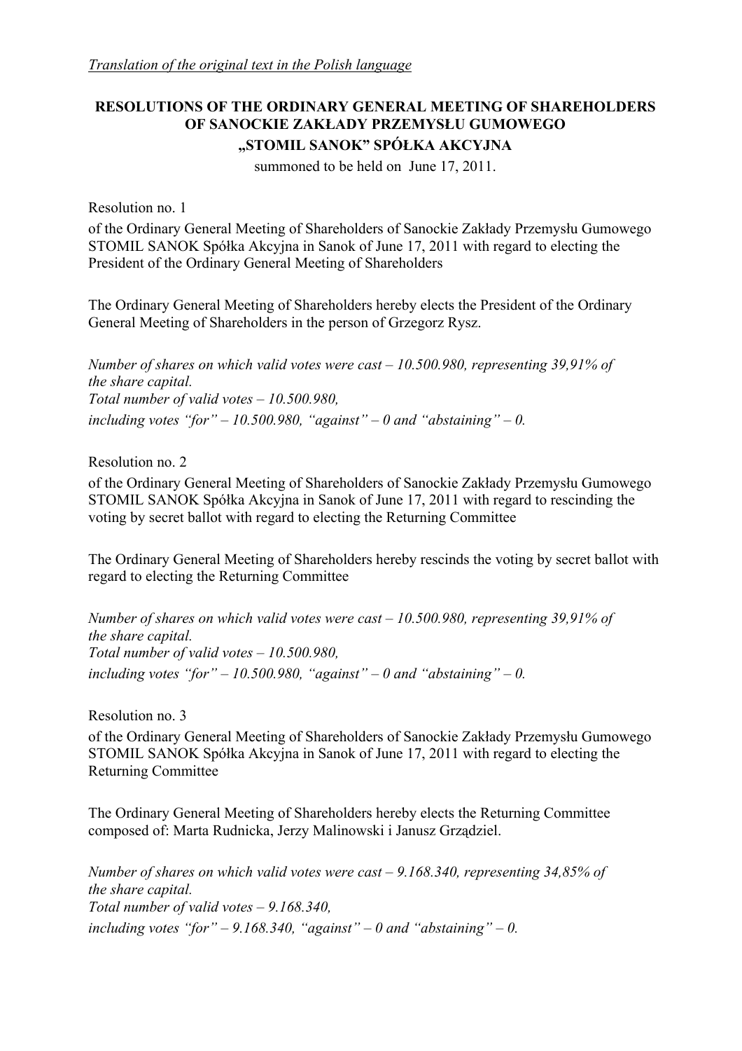*Translation of the original text in the Polish language*

**RESOLUTIONS OF THE ORDINARY GENERAL MEETING OF SHAREHOLDERS OF SANOCKIE ZAKŁADY PRZEMYSŁU GUMOWEGO „STOMIL SANOK" SPÓŁKA AKCYJNA**

summoned to be held on June 17, 2011.

Resolution no. 1

of the Ordinary General Meeting of Shareholders of Sanockie Zakłady Przemysłu Gumowego STOMIL SANOK Spółka Akcyjna in Sanok of June 17, 2011 with regard to electing the President of the Ordinary General Meeting of Shareholders

The Ordinary General Meeting of Shareholders hereby elects the President of the Ordinary General Meeting of Shareholders in the person of Grzegorz Rysz.

*Number of shares on which valid votes were cast – 10.500.980, representing 39,91% of the share capital.*
*Total number of valid votes – 10.500.980,*
*including votes "for" – 10.500.980, "against" – 0 and "abstaining" – 0.*

Resolution no. 2

of the Ordinary General Meeting of Shareholders of Sanockie Zakłady Przemysłu Gumowego STOMIL SANOK Spółka Akcyjna in Sanok of June 17, 2011 with regard to rescinding the voting by secret ballot with regard to electing the Returning Committee

The Ordinary General Meeting of Shareholders hereby rescinds the voting by secret ballot with regard to electing the Returning Committee

*Number of shares on which valid votes were cast – 10.500.980, representing 39,91% of the share capital.*
*Total number of valid votes – 10.500.980,*
*including votes "for" – 10.500.980, "against" – 0 and "abstaining" – 0.*

Resolution no. 3

of the Ordinary General Meeting of Shareholders of Sanockie Zakłady Przemysłu Gumowego STOMIL SANOK Spółka Akcyjna in Sanok of June 17, 2011 with regard to electing the Returning Committee

The Ordinary General Meeting of Shareholders hereby elects the Returning Committee composed of: Marta Rudnicka, Jerzy Malinowski i Janusz Grządziel.

*Number of shares on which valid votes were cast – 9.168.340, representing 34,85% of the share capital.*
*Total number of valid votes – 9.168.340,*
*including votes "for" – 9.168.340, "against" – 0 and "abstaining" – 0.*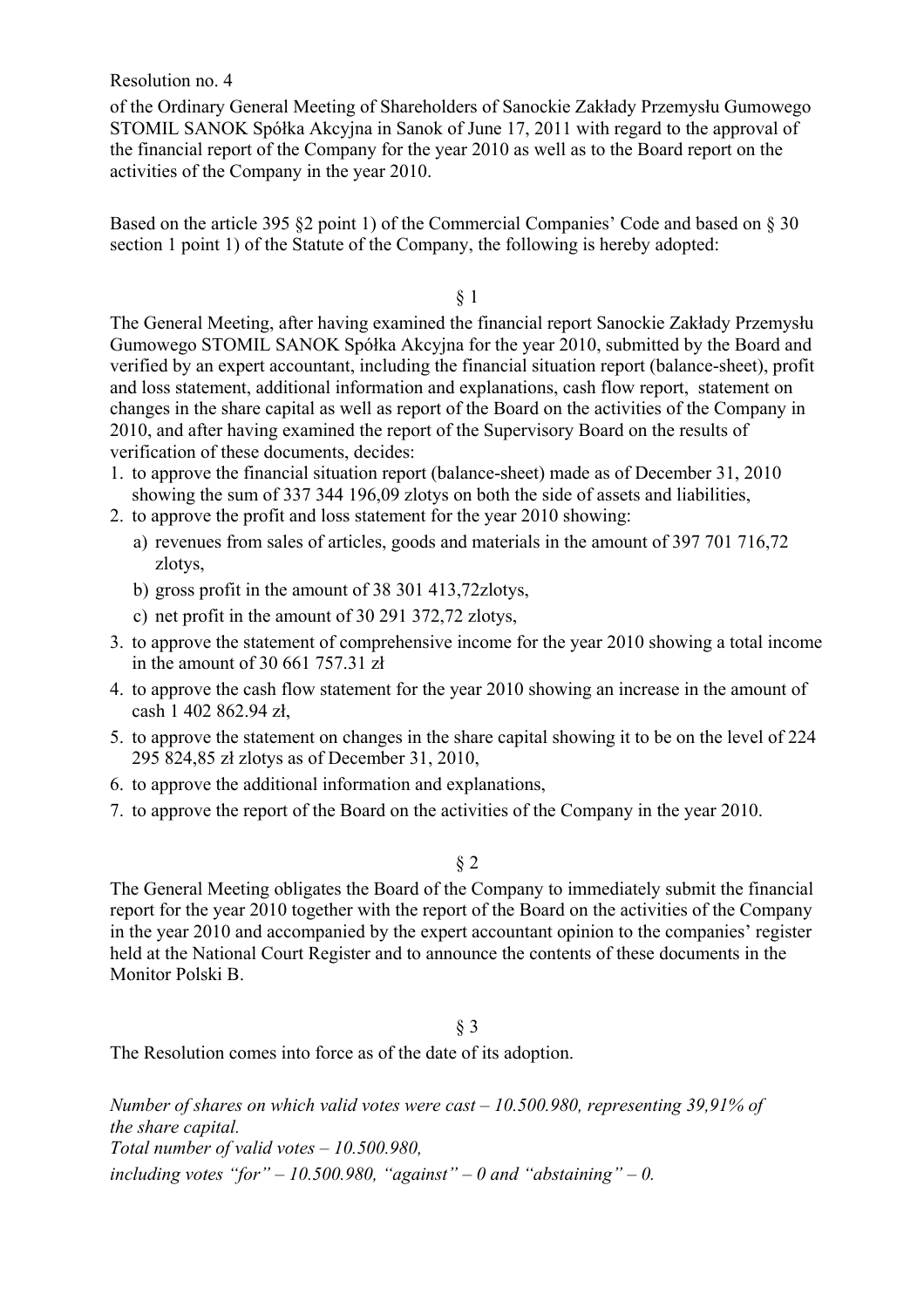Resolution no. 4

of the Ordinary General Meeting of Shareholders of Sanockie Zakłady Przemysłu Gumowego STOMIL SANOK Spółka Akcyjna in Sanok of June 17, 2011 with regard to the approval of the financial report of the Company for the year 2010 as well as to the Board report on the activities of the Company in the year 2010.

Based on the article 395 §2 point 1) of the Commercial Companies' Code and based on § 30 section 1 point 1) of the Statute of the Company, the following is hereby adopted:

§ 1

The General Meeting, after having examined the financial report Sanockie Zakłady Przemysłu Gumowego STOMIL SANOK Spółka Akcyjna for the year 2010, submitted by the Board and verified by an expert accountant, including the financial situation report (balance-sheet), profit and loss statement, additional information and explanations, cash flow report, statement on changes in the share capital as well as report of the Board on the activities of the Company in 2010, and after having examined the report of the Supervisory Board on the results of verification of these documents, decides:

1. to approve the financial situation report (balance-sheet) made as of December 31, 2010 showing the sum of 337 344 196,09 zlotys on both the side of assets and liabilities,
2. to approve the profit and loss statement for the year 2010 showing:
   a) revenues from sales of articles, goods and materials in the amount of 397 701 716,72 zlotys,
   b) gross profit in the amount of 38 301 413,72zlotys,
   c) net profit in the amount of 30 291 372,72 zlotys,
3. to approve the statement of comprehensive income for the year 2010 showing a total income in the amount of 30 661 757.31 zł
4. to approve the cash flow statement for the year 2010 showing an increase in the amount of cash 1 402 862.94 zł,
5. to approve the statement on changes in the share capital showing it to be on the level of 224 295 824,85 zł zlotys as of December 31, 2010,
6. to approve the additional information and explanations,
7. to approve the report of the Board on the activities of the Company in the year 2010.

§ 2

The General Meeting obligates the Board of the Company to immediately submit the financial report for the year 2010 together with the report of the Board on the activities of the Company in the year 2010 and accompanied by the expert accountant opinion to the companies' register held at the National Court Register and to announce the contents of these documents in the Monitor Polski B.

§ 3

The Resolution comes into force as of the date of its adoption.

*Number of shares on which valid votes were cast – 10.500.980, representing 39,91% of the share capital.*
*Total number of valid votes – 10.500.980,*
*including votes "for" – 10.500.980, "against" – 0 and "abstaining" – 0.*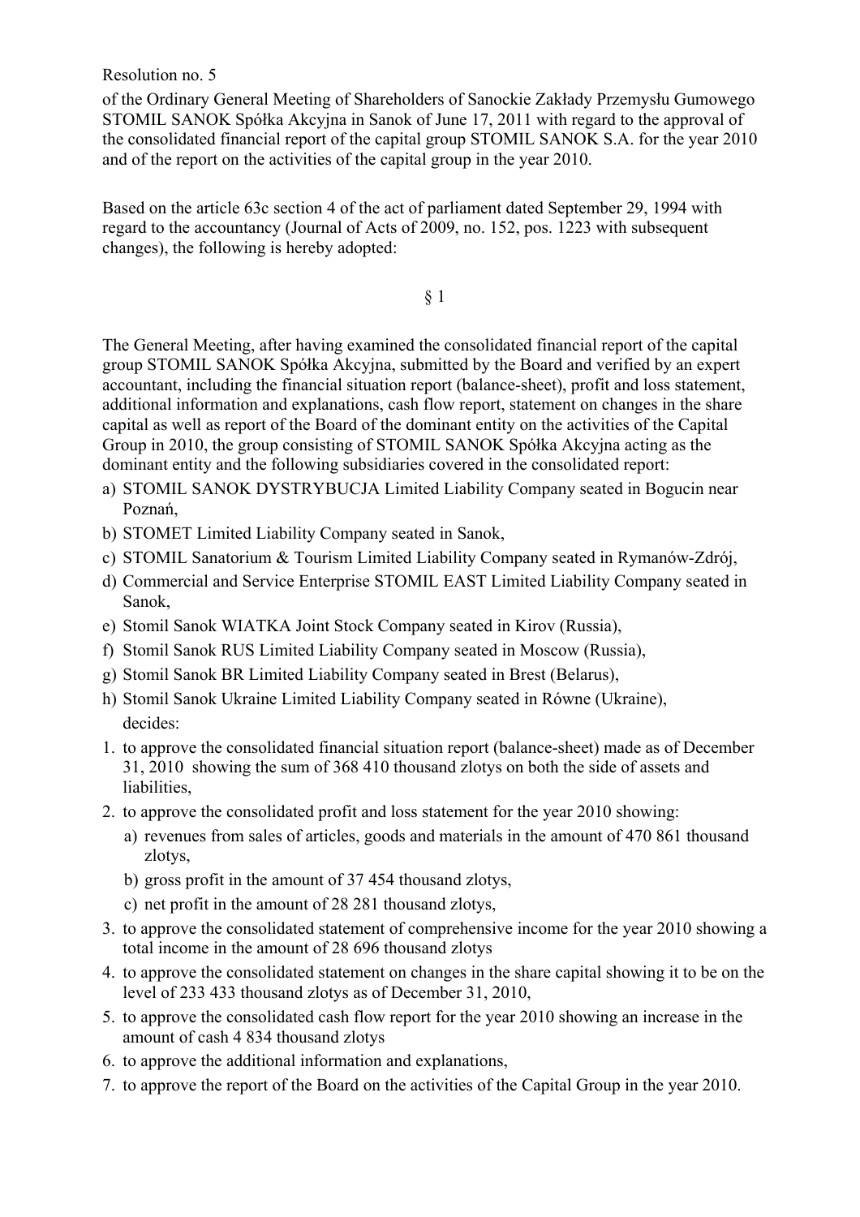Resolution no. 5

of the Ordinary General Meeting of Shareholders of Sanockie Zakłady Przemysłu Gumowego STOMIL SANOK Spółka Akcyjna in Sanok of June 17, 2011 with regard to the approval of the consolidated financial report of the capital group STOMIL SANOK S.A. for the year 2010 and of the report on the activities of the capital group in the year 2010.

Based on the article 63c section 4 of the act of parliament dated September 29, 1994 with regard to the accountancy (Journal of Acts of 2009, no. 152, pos. 1223 with subsequent changes), the following is hereby adopted:

§ 1

The General Meeting, after having examined the consolidated financial report of the capital group STOMIL SANOK Spółka Akcyjna, submitted by the Board and verified by an expert accountant, including the financial situation report (balance-sheet), profit and loss statement, additional information and explanations, cash flow report, statement on changes in the share capital as well as report of the Board of the dominant entity on the activities of the Capital Group in 2010, the group consisting of STOMIL SANOK Spółka Akcyjna acting as the dominant entity and the following subsidiaries covered in the consolidated report:

a) STOMIL SANOK DYSTRYBUCJA Limited Liability Company seated in Bogucin near Poznań,
b) STOMET Limited Liability Company seated in Sanok,
c) STOMIL Sanatorium & Tourism Limited Liability Company seated in Rymanów-Zdrój,
d) Commercial and Service Enterprise STOMIL EAST Limited Liability Company seated in Sanok,
e) Stomil Sanok WIATKA Joint Stock Company seated in Kirov (Russia),
f) Stomil Sanok RUS Limited Liability Company seated in Moscow (Russia),
g) Stomil Sanok BR Limited Liability Company seated in Brest (Belarus),
h) Stomil Sanok Ukraine Limited Liability Company seated in Równe (Ukraine),

decides:

1. to approve the consolidated financial situation report (balance-sheet) made as of December 31, 2010 showing the sum of 368 410 thousand zlotys on both the side of assets and liabilities,
2. to approve the consolidated profit and loss statement for the year 2010 showing:
   a) revenues from sales of articles, goods and materials in the amount of 470 861 thousand zlotys,
   b) gross profit in the amount of 37 454 thousand zlotys,
   c) net profit in the amount of 28 281 thousand zlotys,
3. to approve the consolidated statement of comprehensive income for the year 2010 showing a total income in the amount of 28 696 thousand zlotys
4. to approve the consolidated statement on changes in the share capital showing it to be on the level of 233 433 thousand zlotys as of December 31, 2010,
5. to approve the consolidated cash flow report for the year 2010 showing an increase in the amount of cash 4 834 thousand zlotys
6. to approve the additional information and explanations,
7. to approve the report of the Board on the activities of the Capital Group in the year 2010.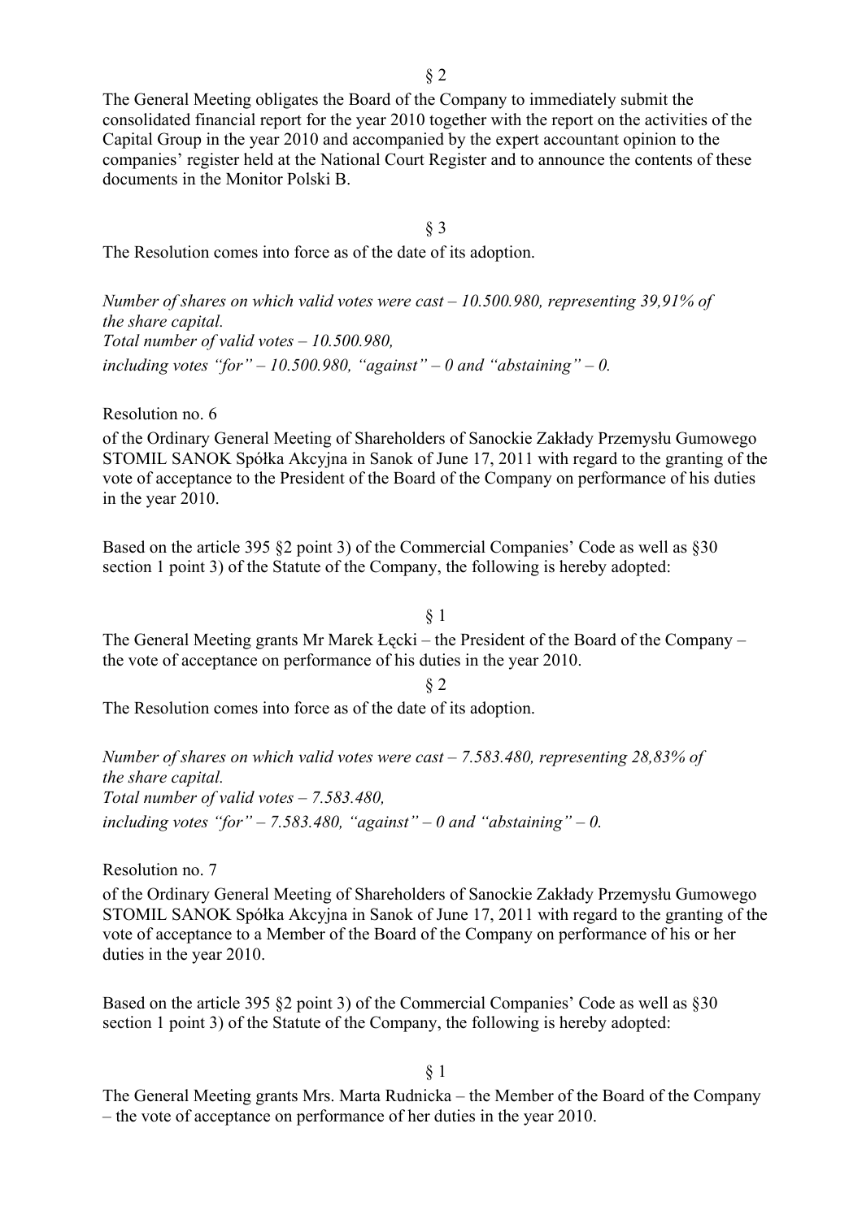§ 2

The General Meeting obligates the Board of the Company to immediately submit the consolidated financial report for the year 2010 together with the report on the activities of the Capital Group in the year 2010 and accompanied by the expert accountant opinion to the companies' register held at the National Court Register and to announce the contents of these documents in the Monitor Polski B.

§ 3

The Resolution comes into force as of the date of its adoption.

*Number of shares on which valid votes were cast – 10.500.980, representing 39,91% of the share capital.*
*Total number of valid votes – 10.500.980,*
*including votes "for" – 10.500.980, "against" – 0 and "abstaining" – 0.*

Resolution no. 6

of the Ordinary General Meeting of Shareholders of Sanockie Zakłady Przemysłu Gumowego STOMIL SANOK Spółka Akcyjna in Sanok of June 17, 2011 with regard to the granting of the vote of acceptance to the President of the Board of the Company on performance of his duties in the year 2010.

Based on the article 395 §2 point 3) of the Commercial Companies' Code as well as §30 section 1 point 3) of the Statute of the Company, the following is hereby adopted:

§ 1

The General Meeting grants Mr Marek Łęcki – the President of the Board of the Company – the vote of acceptance on performance of his duties in the year 2010.

§ 2

The Resolution comes into force as of the date of its adoption.

*Number of shares on which valid votes were cast – 7.583.480, representing 28,83% of the share capital.*
*Total number of valid votes – 7.583.480,*
*including votes "for" – 7.583.480, "against" – 0 and "abstaining" – 0.*

Resolution no. 7

of the Ordinary General Meeting of Shareholders of Sanockie Zakłady Przemysłu Gumowego STOMIL SANOK Spółka Akcyjna in Sanok of June 17, 2011 with regard to the granting of the vote of acceptance to a Member of the Board of the Company on performance of his or her duties in the year 2010.

Based on the article 395 §2 point 3) of the Commercial Companies' Code as well as §30 section 1 point 3) of the Statute of the Company, the following is hereby adopted:

§ 1

The General Meeting grants Mrs. Marta Rudnicka – the Member of the Board of the Company – the vote of acceptance on performance of her duties in the year 2010.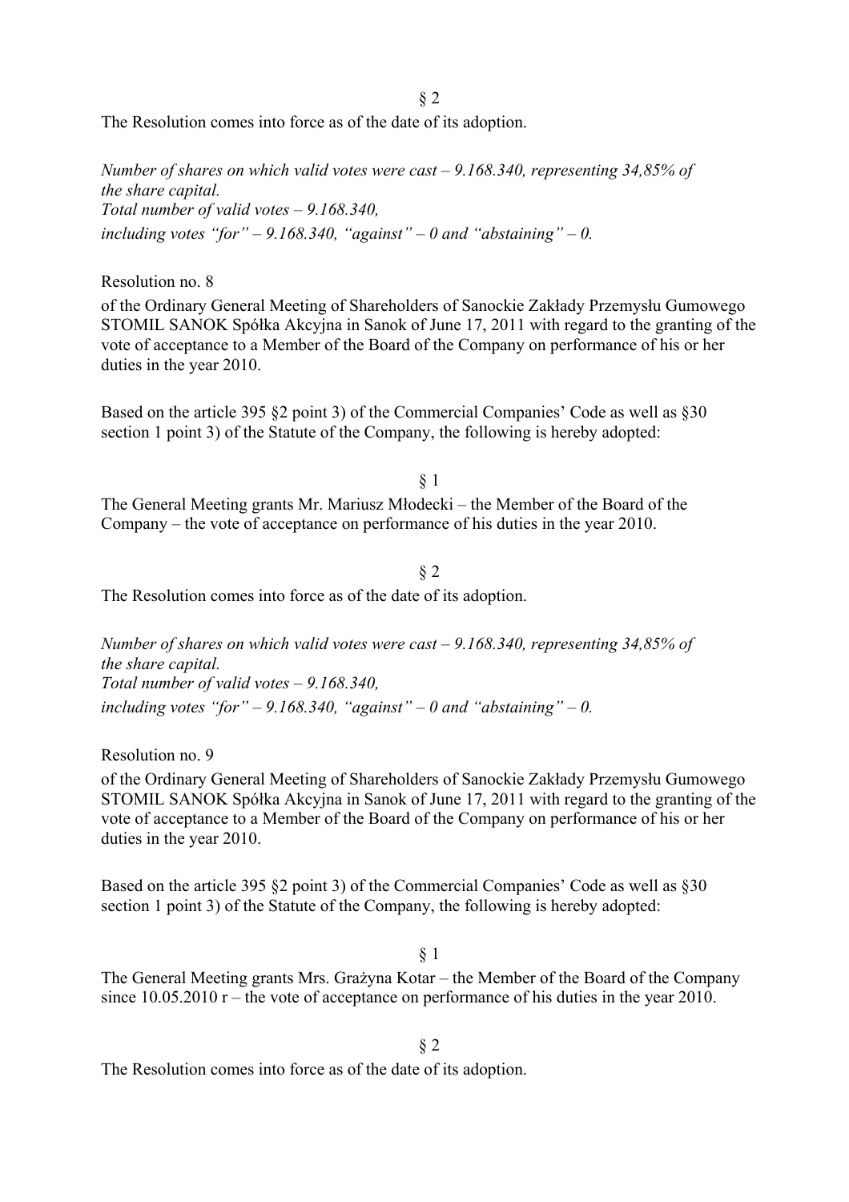§ 2

The Resolution comes into force as of the date of its adoption.

*Number of shares on which valid votes were cast – 9.168.340, representing 34,85% of the share capital.*
*Total number of valid votes – 9.168.340,*
*including votes "for" – 9.168.340, "against" – 0 and "abstaining" – 0.*

Resolution no. 8

of the Ordinary General Meeting of Shareholders of Sanockie Zakłady Przemysłu Gumowego STOMIL SANOK Spółka Akcyjna in Sanok of June 17, 2011 with regard to the granting of the vote of acceptance to a Member of the Board of the Company on performance of his or her duties in the year 2010.

Based on the article 395 §2 point 3) of the Commercial Companies' Code as well as §30 section 1 point 3) of the Statute of the Company, the following is hereby adopted:

§ 1

The General Meeting grants Mr. Mariusz Młodecki – the Member of the Board of the Company – the vote of acceptance on performance of his duties in the year 2010.

§ 2

The Resolution comes into force as of the date of its adoption.

*Number of shares on which valid votes were cast – 9.168.340, representing 34,85% of the share capital.*
*Total number of valid votes – 9.168.340,*
*including votes "for" – 9.168.340, "against" – 0 and "abstaining" – 0.*

Resolution no. 9

of the Ordinary General Meeting of Shareholders of Sanockie Zakłady Przemysłu Gumowego STOMIL SANOK Spółka Akcyjna in Sanok of June 17, 2011 with regard to the granting of the vote of acceptance to a Member of the Board of the Company on performance of his or her duties in the year 2010.

Based on the article 395 §2 point 3) of the Commercial Companies' Code as well as §30 section 1 point 3) of the Statute of the Company, the following is hereby adopted:

§ 1

The General Meeting grants Mrs. Grażyna Kotar – the Member of the Board of the Company since 10.05.2010 r – the vote of acceptance on performance of his duties in the year 2010.

§ 2

The Resolution comes into force as of the date of its adoption.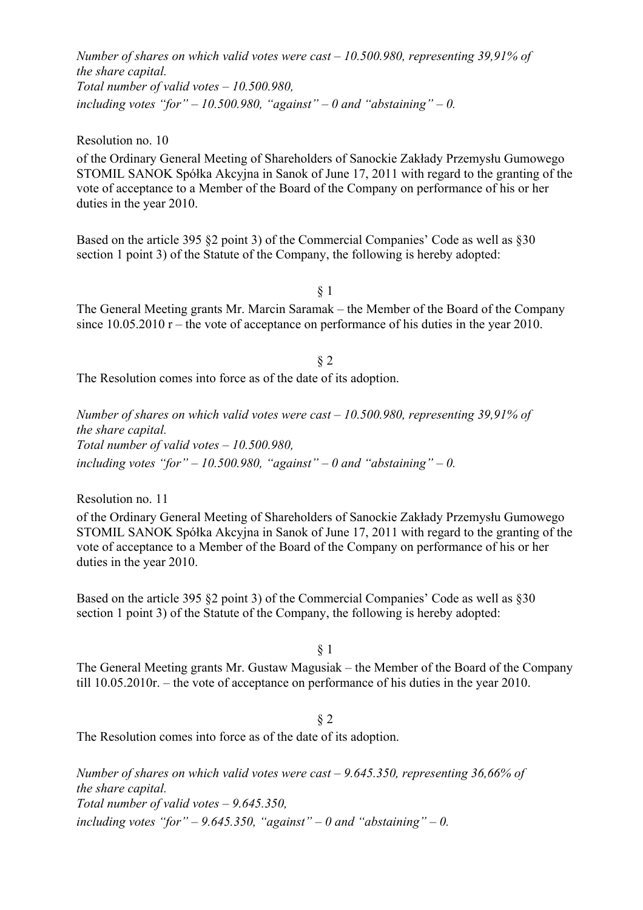*Number of shares on which valid votes were cast – 10.500.980, representing 39,91% of the share capital.*
*Total number of valid votes – 10.500.980,*
*including votes "for" – 10.500.980, "against" – 0 and "abstaining" – 0.*

Resolution no. 10

of the Ordinary General Meeting of Shareholders of Sanockie Zakłady Przemysłu Gumowego STOMIL SANOK Spółka Akcyjna in Sanok of June 17, 2011 with regard to the granting of the vote of acceptance to a Member of the Board of the Company on performance of his or her duties in the year 2010.

Based on the article 395 §2 point 3) of the Commercial Companies' Code as well as §30 section 1 point 3) of the Statute of the Company, the following is hereby adopted:

§ 1

The General Meeting grants Mr. Marcin Saramak – the Member of the Board of the Company since 10.05.2010 r – the vote of acceptance on performance of his duties in the year 2010.

§ 2

The Resolution comes into force as of the date of its adoption.

*Number of shares on which valid votes were cast – 10.500.980, representing 39,91% of the share capital.*
*Total number of valid votes – 10.500.980,*
*including votes "for" – 10.500.980, "against" – 0 and "abstaining" – 0.*

Resolution no. 11

of the Ordinary General Meeting of Shareholders of Sanockie Zakłady Przemysłu Gumowego STOMIL SANOK Spółka Akcyjna in Sanok of June 17, 2011 with regard to the granting of the vote of acceptance to a Member of the Board of the Company on performance of his or her duties in the year 2010.

Based on the article 395 §2 point 3) of the Commercial Companies' Code as well as §30 section 1 point 3) of the Statute of the Company, the following is hereby adopted:

§ 1

The General Meeting grants Mr. Gustaw Magusiak – the Member of the Board of the Company till 10.05.2010r. – the vote of acceptance on performance of his duties in the year 2010.

§ 2

The Resolution comes into force as of the date of its adoption.

*Number of shares on which valid votes were cast – 9.645.350, representing 36,66% of the share capital.*
*Total number of valid votes – 9.645.350,*
*including votes "for" – 9.645.350, "against" – 0 and "abstaining" – 0.*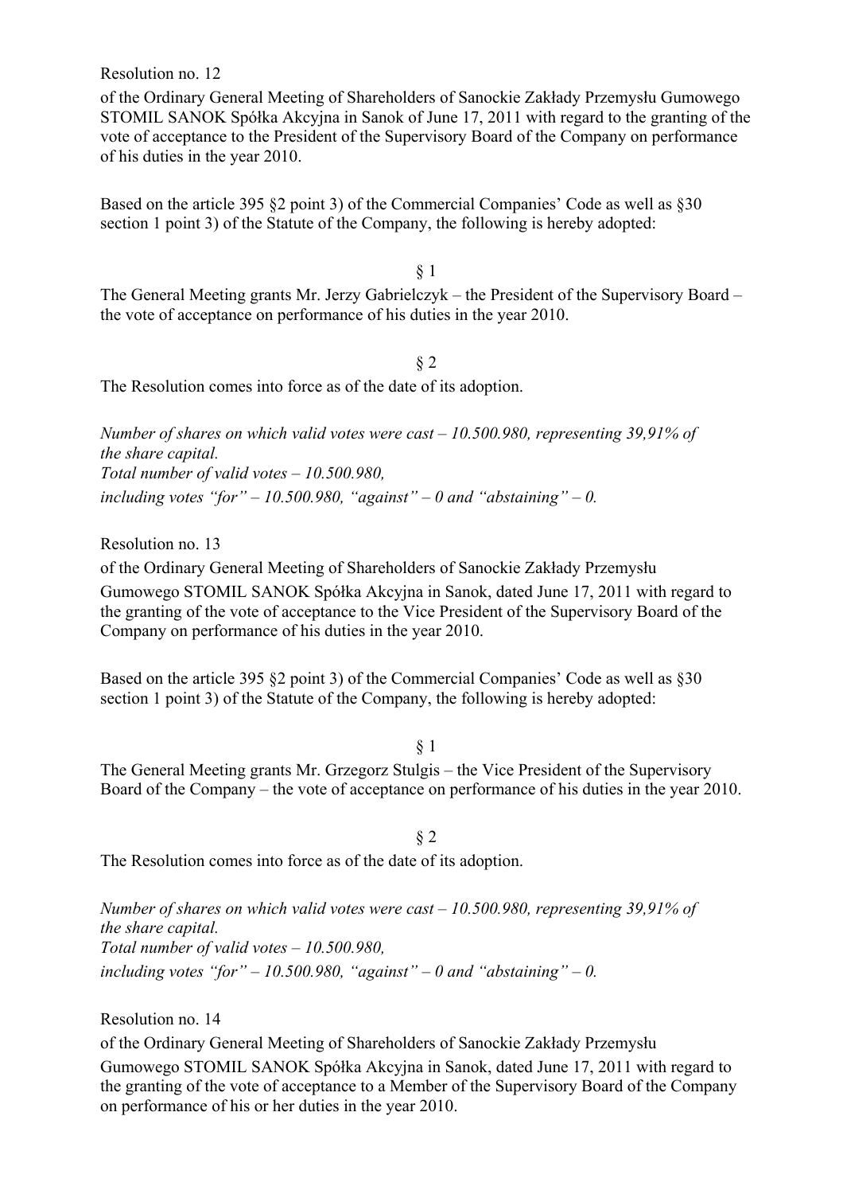Resolution no. 12

of the Ordinary General Meeting of Shareholders of Sanockie Zakłady Przemysłu Gumowego STOMIL SANOK Spółka Akcyjna in Sanok of June 17, 2011 with regard to the granting of the vote of acceptance to the President of the Supervisory Board of the Company on performance of his duties in the year 2010.

Based on the article 395 §2 point 3) of the Commercial Companies' Code as well as §30 section 1 point 3) of the Statute of the Company, the following is hereby adopted:

§ 1

The General Meeting grants Mr. Jerzy Gabrielczyk – the President of the Supervisory Board – the vote of acceptance on performance of his duties in the year 2010.

§ 2

The Resolution comes into force as of the date of its adoption.

*Number of shares on which valid votes were cast – 10.500.980, representing 39,91% of the share capital.*
*Total number of valid votes – 10.500.980,*
*including votes "for" – 10.500.980, "against" – 0 and "abstaining" – 0.*

Resolution no. 13

of the Ordinary General Meeting of Shareholders of Sanockie Zakłady Przemysłu Gumowego STOMIL SANOK Spółka Akcyjna in Sanok, dated June 17, 2011 with regard to the granting of the vote of acceptance to the Vice President of the Supervisory Board of the Company on performance of his duties in the year 2010.

Based on the article 395 §2 point 3) of the Commercial Companies' Code as well as §30 section 1 point 3) of the Statute of the Company, the following is hereby adopted:

§ 1

The General Meeting grants Mr. Grzegorz Stulgis – the Vice President of the Supervisory Board of the Company – the vote of acceptance on performance of his duties in the year 2010.

§ 2

The Resolution comes into force as of the date of its adoption.

*Number of shares on which valid votes were cast – 10.500.980, representing 39,91% of the share capital.*
*Total number of valid votes – 10.500.980,*
*including votes "for" – 10.500.980, "against" – 0 and "abstaining" – 0.*

Resolution no. 14

of the Ordinary General Meeting of Shareholders of Sanockie Zakłady Przemysłu Gumowego STOMIL SANOK Spółka Akcyjna in Sanok, dated June 17, 2011 with regard to the granting of the vote of acceptance to a Member of the Supervisory Board of the Company on performance of his or her duties in the year 2010.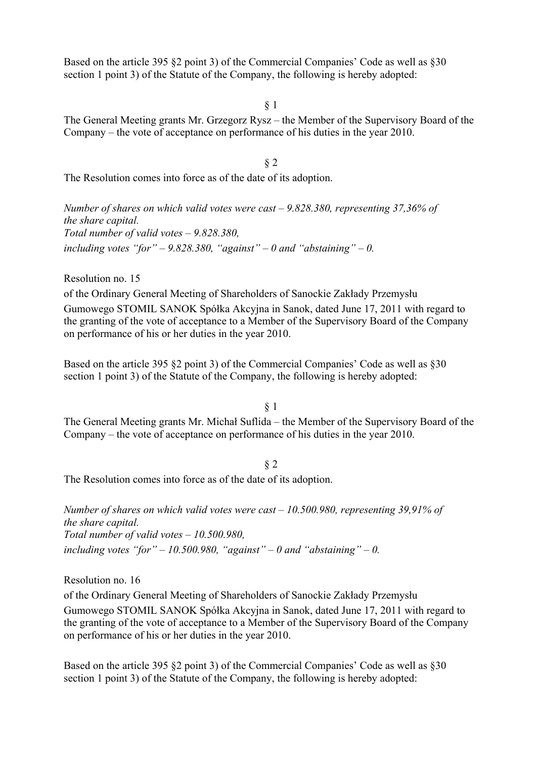Based on the article 395 §2 point 3) of the Commercial Companies' Code as well as §30 section 1 point 3) of the Statute of the Company, the following is hereby adopted:

§ 1

The General Meeting grants Mr. Grzegorz Rysz – the Member of the Supervisory Board of the Company – the vote of acceptance on performance of his duties in the year 2010.

§ 2

The Resolution comes into force as of the date of its adoption.

*Number of shares on which valid votes were cast – 9.828.380, representing 37,36% of the share capital.*
*Total number of valid votes – 9.828.380,*
*including votes "for" – 9.828.380, "against" – 0 and "abstaining" – 0.*

Resolution no. 15

of the Ordinary General Meeting of Shareholders of Sanockie Zakłady Przemysłu Gumowego STOMIL SANOK Spółka Akcyjna in Sanok, dated June 17, 2011 with regard to the granting of the vote of acceptance to a Member of the Supervisory Board of the Company on performance of his or her duties in the year 2010.

Based on the article 395 §2 point 3) of the Commercial Companies' Code as well as §30 section 1 point 3) of the Statute of the Company, the following is hereby adopted:

§ 1

The General Meeting grants Mr. Michał Suflida – the Member of the Supervisory Board of the Company – the vote of acceptance on performance of his duties in the year 2010.

§ 2

The Resolution comes into force as of the date of its adoption.

*Number of shares on which valid votes were cast – 10.500.980, representing 39,91% of the share capital.*
*Total number of valid votes – 10.500.980,*
*including votes "for" – 10.500.980, "against" – 0 and "abstaining" – 0.*

Resolution no. 16

of the Ordinary General Meeting of Shareholders of Sanockie Zakłady Przemysłu Gumowego STOMIL SANOK Spółka Akcyjna in Sanok, dated June 17, 2011 with regard to the granting of the vote of acceptance to a Member of the Supervisory Board of the Company on performance of his or her duties in the year 2010.

Based on the article 395 §2 point 3) of the Commercial Companies' Code as well as §30 section 1 point 3) of the Statute of the Company, the following is hereby adopted: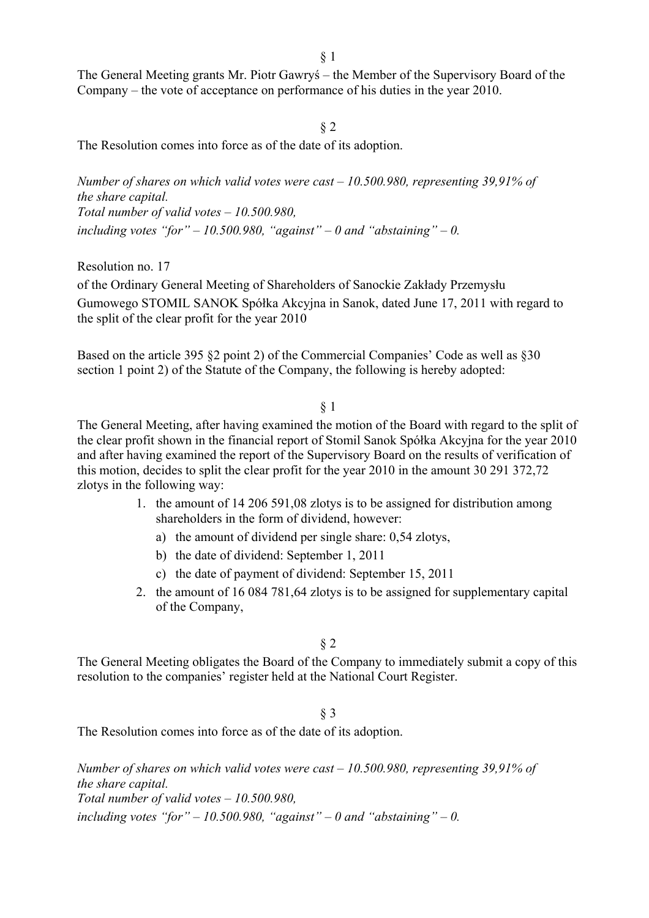§ 1

The General Meeting grants Mr. Piotr Gawryś – the Member of the Supervisory Board of the Company – the vote of acceptance on performance of his duties in the year 2010.

§ 2

The Resolution comes into force as of the date of its adoption.

*Number of shares on which valid votes were cast – 10.500.980, representing 39,91% of the share capital.*
*Total number of valid votes – 10.500.980,*
*including votes "for" – 10.500.980, "against" – 0 and "abstaining" – 0.*

Resolution no. 17

of the Ordinary General Meeting of Shareholders of Sanockie Zakłady Przemysłu Gumowego STOMIL SANOK Spółka Akcyjna in Sanok, dated June 17, 2011 with regard to the split of the clear profit for the year 2010

Based on the article 395 §2 point 2) of the Commercial Companies' Code as well as §30 section 1 point 2) of the Statute of the Company, the following is hereby adopted:

§ 1

The General Meeting, after having examined the motion of the Board with regard to the split of the clear profit shown in the financial report of Stomil Sanok Spółka Akcyjna for the year 2010 and after having examined the report of the Supervisory Board on the results of verification of this motion, decides to split the clear profit for the year 2010 in the amount 30 291 372,72 zlotys in the following way:

1. the amount of 14 206 591,08 zlotys is to be assigned for distribution among shareholders in the form of dividend, however:
   a) the amount of dividend per single share: 0,54 zlotys,
   b) the date of dividend: September 1, 2011
   c) the date of payment of dividend: September 15, 2011
2. the amount of 16 084 781,64 zlotys is to be assigned for supplementary capital of the Company,

§ 2

The General Meeting obligates the Board of the Company to immediately submit a copy of this resolution to the companies' register held at the National Court Register.

§ 3

The Resolution comes into force as of the date of its adoption.

*Number of shares on which valid votes were cast – 10.500.980, representing 39,91% of the share capital.*
*Total number of valid votes – 10.500.980,*
*including votes "for" – 10.500.980, "against" – 0 and "abstaining" – 0.*